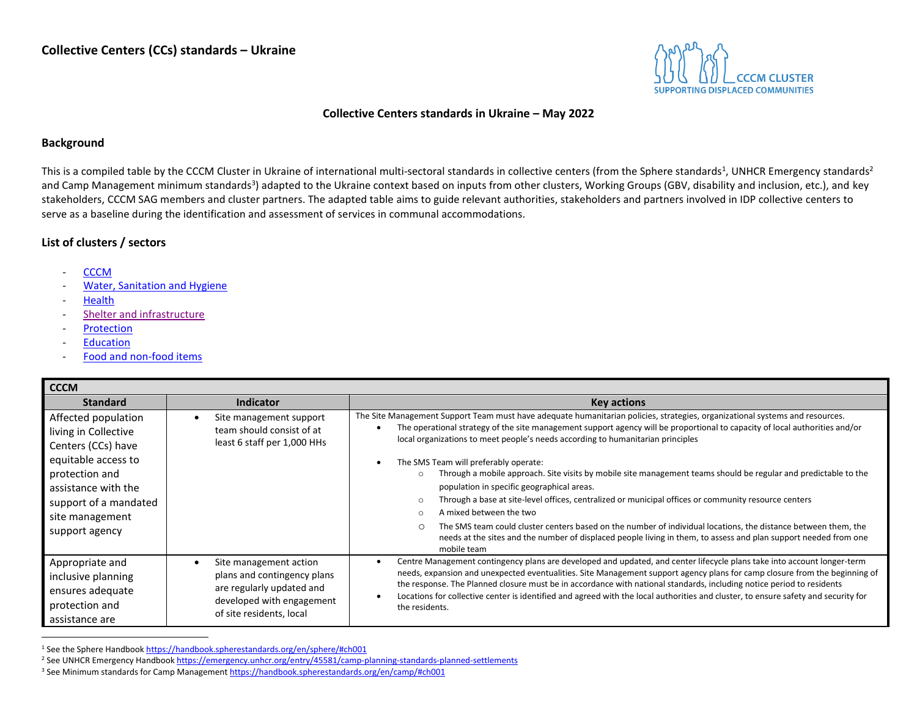# Collective Centers (CCs) standards – Ukraine

CCCM CLUSTER
SUPPORTING DISPLACED COMMUNITIES

**Collective Centers standards in Ukraine – May 2022**

## Background

This is a compiled table by the CCCM Cluster in Ukraine of international multi-sectoral standards in collective centers (from the Sphere standards[1], UNHCR Emergency standards[2] and Camp Management minimum standards[3]) adapted to the Ukraine context based on inputs from other clusters, Working Groups (GBV, disability and inclusion, etc.), and key stakeholders, CCCM SAG members and cluster partners. The adapted table aims to guide relevant authorities, stakeholders and partners involved in IDP collective centers to serve as a baseline during the identification and assessment of services in communal accommodations.

## List of clusters / sectors

- CCCM
- Water, Sanitation and Hygiene
- Health
- Shelter and infrastructure
- Protection
- Education
- Food and non-food items

| CCCM | | |
|---|---|---|
| **Standard** | **Indicator** | **Key actions** |
| Affected population living in Collective Centers (CCs) have equitable access to protection and assistance with the support of a mandated site management support agency | • Site management support team should consist of at least 6 staff per 1,000 HHs | The Site Management Support Team must have adequate humanitarian policies, strategies, organizational systems and resources.<br>• The operational strategy of the site management support agency will be proportional to capacity of local authorities and/or local organizations to meet people's needs according to humanitarian principles<br>• The SMS Team will preferably operate:<br>○ Through a mobile approach. Site visits by mobile site management teams should be regular and predictable to the population in specific geographical areas.<br>○ Through a base at site-level offices, centralized or municipal offices or community resource centers<br>○ A mixed between the two<br>○ The SMS team could cluster centers based on the number of individual locations, the distance between them, the needs at the sites and the number of displaced people living in them, to assess and plan support needed from one mobile team |
| Appropriate and inclusive planning ensures adequate protection and assistance are | • Site management action plans and contingency plans are regularly updated and developed with engagement of site residents, local | • Centre Management contingency plans are developed and updated, and center lifecycle plans take into account longer-term needs, expansion and unexpected eventualities. Site Management support agency plans for camp closure from the beginning of the response. The Planned closure must be in accordance with national standards, including notice period to residents<br>• Locations for collective center is identified and agreed with the local authorities and cluster, to ensure safety and security for the residents. |

[1] See the Sphere Handbook https://handbook.spherestandards.org/en/sphere/#ch001

[2] See UNHCR Emergency Handbook https://emergency.unhcr.org/entry/45581/camp-planning-standards-planned-settlements

[3] See Minimum standards for Camp Management https://handbook.spherestandards.org/en/camp/#ch001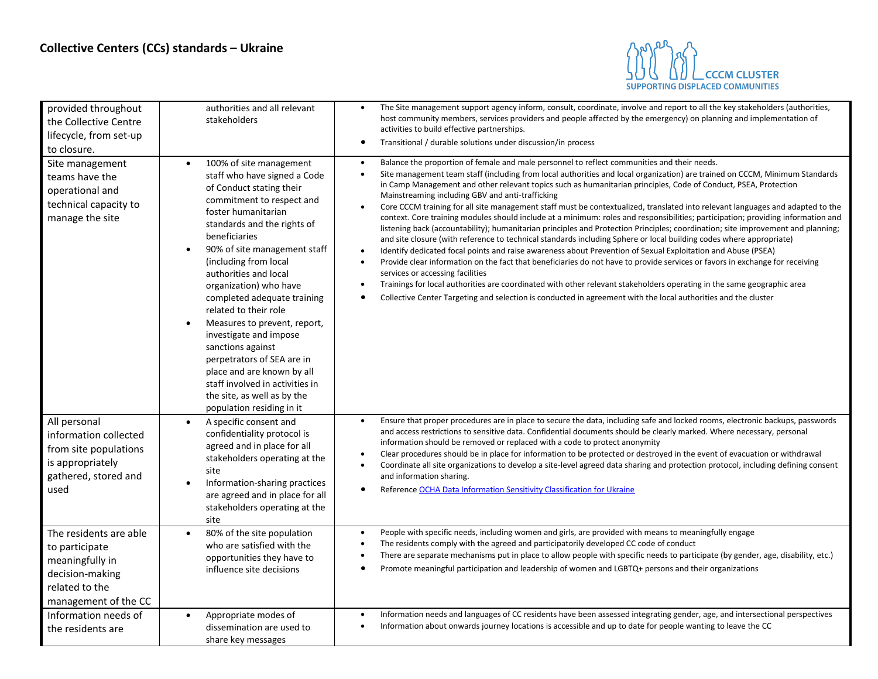## Collective Centers (CCs) standards – Ukraine

| | | |
|---|---|---|
| provided throughout the Collective Centre lifecycle, from set-up to closure. | authorities and all relevant stakeholders | • The Site management support agency inform, consult, coordinate, involve and report to all the key stakeholders (authorities, host community members, services providers and people affected by the emergency) on planning and implementation of activities to build effective partnerships.<br>• Transitional / durable solutions under discussion/in process |
| Site management teams have the operational and technical capacity to manage the site | • 100% of site management staff who have signed a Code of Conduct stating their commitment to respect and foster humanitarian standards and the rights of beneficiaries<br>• 90% of site management staff (including from local authorities and local organization) who have completed adequate training related to their role<br>• Measures to prevent, report, investigate and impose sanctions against perpetrators of SEA are in place and are known by all staff involved in activities in the site, as well as by the population residing in it | • Balance the proportion of female and male personnel to reflect communities and their needs.<br>• Site management team staff (including from local authorities and local organization) are trained on CCCM, Minimum Standards in Camp Management and other relevant topics such as humanitarian principles, Code of Conduct, PSEA, Protection Mainstreaming including GBV and anti-trafficking<br>• Core CCCM training for all site management staff must be contextualized, translated into relevant languages and adapted to the context. Core training modules should include at a minimum: roles and responsibilities; participation; providing information and listening back (accountability); humanitarian principles and Protection Principles; coordination; site improvement and planning; and site closure (with reference to technical standards including Sphere or local building codes where appropriate)<br>• Identify dedicated focal points and raise awareness about Prevention of Sexual Exploitation and Abuse (PSEA)<br>• Provide clear information on the fact that beneficiaries do not have to provide services or favors in exchange for receiving services or accessing facilities<br>• Trainings for local authorities are coordinated with other relevant stakeholders operating in the same geographic area<br>• Collective Center Targeting and selection is conducted in agreement with the local authorities and the cluster |
| All personal information collected from site populations is appropriately gathered, stored and used | • A specific consent and confidentiality protocol is agreed and in place for all stakeholders operating at the site<br>• Information-sharing practices are agreed and in place for all stakeholders operating at the site | • Ensure that proper procedures are in place to secure the data, including safe and locked rooms, electronic backups, passwords and access restrictions to sensitive data. Confidential documents should be clearly marked. Where necessary, personal information should be removed or replaced with a code to protect anonymity<br>• Clear procedures should be in place for information to be protected or destroyed in the event of evacuation or withdrawal<br>• Coordinate all site organizations to develop a site-level agreed data sharing and protection protocol, including defining consent and information sharing.<br>• Reference OCHA Data Information Sensitivity Classification for Ukraine |
| The residents are able to participate meaningfully in decision-making related to the management of the CC | • 80% of the site population who are satisfied with the opportunities they have to influence site decisions | • People with specific needs, including women and girls, are provided with means to meaningfully engage<br>• The residents comply with the agreed and participatorily developed CC code of conduct<br>• There are separate mechanisms put in place to allow people with specific needs to participate (by gender, age, disability, etc.)<br>• Promote meaningful participation and leadership of women and LGBTQ+ persons and their organizations |
| Information needs of the residents are | • Appropriate modes of dissemination are used to share key messages | • Information needs and languages of CC residents have been assessed integrating gender, age, and intersectional perspectives<br>• Information about onwards journey locations is accessible and up to date for people wanting to leave the CC |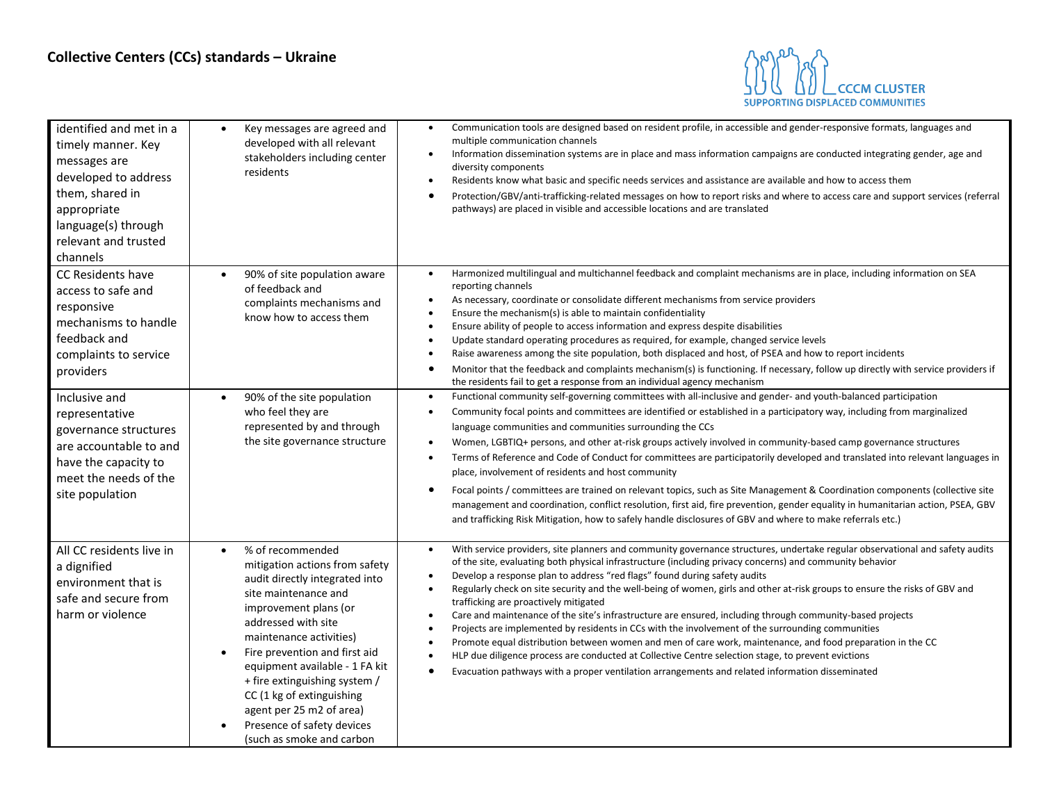## Collective Centers (CCs) standards – Ukraine

| | | |
|---|---|---|
| identified and met in a timely manner. Key messages are developed to address them, shared in appropriate language(s) through relevant and trusted channels | • Key messages are agreed and developed with all relevant stakeholders including center residents | • Communication tools are designed based on resident profile, in accessible and gender-responsive formats, languages and multiple communication channels<br>• Information dissemination systems are in place and mass information campaigns are conducted integrating gender, age and diversity components<br>• Residents know what basic and specific needs services and assistance are available and how to access them<br>• Protection/GBV/anti-trafficking-related messages on how to report risks and where to access care and support services (referral pathways) are placed in visible and accessible locations and are translated |
| CC Residents have access to safe and responsive mechanisms to handle feedback and complaints to service providers | • 90% of site population aware of feedback and complaints mechanisms and know how to access them | • Harmonized multilingual and multichannel feedback and complaint mechanisms are in place, including information on SEA reporting channels<br>• As necessary, coordinate or consolidate different mechanisms from service providers<br>• Ensure the mechanism(s) is able to maintain confidentiality<br>• Ensure ability of people to access information and express despite disabilities<br>• Update standard operating procedures as required, for example, changed service levels<br>• Raise awareness among the site population, both displaced and host, of PSEA and how to report incidents<br>• Monitor that the feedback and complaints mechanism(s) is functioning. If necessary, follow up directly with service providers if the residents fail to get a response from an individual agency mechanism |
| Inclusive and representative governance structures are accountable to and have the capacity to meet the needs of the site population | • 90% of the site population who feel they are represented by and through the site governance structure | • Functional community self-governing committees with all-inclusive and gender- and youth-balanced participation<br>• Community focal points and committees are identified or established in a participatory way, including from marginalized language communities and communities surrounding the CCs<br>• Women, LGBTIQ+ persons, and other at-risk groups actively involved in community-based camp governance structures<br>• Terms of Reference and Code of Conduct for committees are participatorily developed and translated into relevant languages in place, involvement of residents and host community<br>• Focal points / committees are trained on relevant topics, such as Site Management & Coordination components (collective site management and coordination, conflict resolution, first aid, fire prevention, gender equality in humanitarian action, PSEA, GBV and trafficking Risk Mitigation, how to safely handle disclosures of GBV and where to make referrals etc.) |
| All CC residents live in a dignified environment that is safe and secure from harm or violence | • % of recommended mitigation actions from safety audit directly integrated into site maintenance and improvement plans (or addressed with site maintenance activities)<br>• Fire prevention and first aid equipment available - 1 FA kit + fire extinguishing system / CC (1 kg of extinguishing agent per 25 m2 of area)<br>• Presence of safety devices (such as smoke and carbon | • With service providers, site planners and community governance structures, undertake regular observational and safety audits of the site, evaluating both physical infrastructure (including privacy concerns) and community behavior<br>• Develop a response plan to address "red flags" found during safety audits<br>• Regularly check on site security and the well-being of women, girls and other at-risk groups to ensure the risks of GBV and trafficking are proactively mitigated<br>• Care and maintenance of the site's infrastructure are ensured, including through community-based projects<br>• Projects are implemented by residents in CCs with the involvement of the surrounding communities<br>• Promote equal distribution between women and men of care work, maintenance, and food preparation in the CC<br>• HLP due diligence process are conducted at Collective Centre selection stage, to prevent evictions<br>• Evacuation pathways with a proper ventilation arrangements and related information disseminated |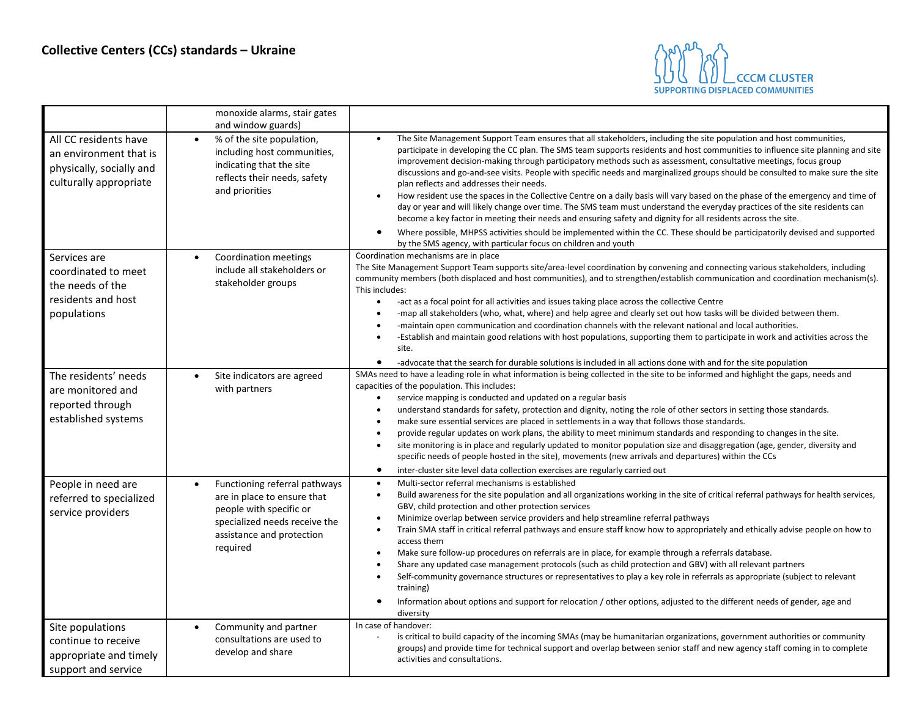## Collective Centers (CCs) standards – Ukraine

| | | |
|---|---|---|
| | monoxide alarms, stair gates and window guards) | |
| All CC residents have an environment that is physically, socially and culturally appropriate | • % of the site population, including host communities, indicating that the site reflects their needs, safety and priorities | • The Site Management Support Team ensures that all stakeholders, including the site population and host communities, participate in developing the CC plan. The SMS team supports residents and host communities to influence site planning and site improvement decision-making through participatory methods such as assessment, consultative meetings, focus group discussions and go-and-see visits. People with specific needs and marginalized groups should be consulted to make sure the site plan reflects and addresses their needs.<br>• How resident use the spaces in the Collective Centre on a daily basis will vary based on the phase of the emergency and time of day or year and will likely change over time. The SMS team must understand the everyday practices of the site residents can become a key factor in meeting their needs and ensuring safety and dignity for all residents across the site.<br>• Where possible, MHPSS activities should be implemented within the CC. These should be participatorily devised and supported by the SMS agency, with particular focus on children and youth |
| Services are coordinated to meet the needs of the residents and host populations | • Coordination meetings include all stakeholders or stakeholder groups | Coordination mechanisms are in place<br>The Site Management Support Team supports site/area-level coordination by convening and connecting various stakeholders, including community members (both displaced and host communities), and to strengthen/establish communication and coordination mechanism(s). This includes:<br>• -act as a focal point for all activities and issues taking place across the collective Centre<br>• -map all stakeholders (who, what, where) and help agree and clearly set out how tasks will be divided between them.<br>• -maintain open communication and coordination channels with the relevant national and local authorities.<br>• -Establish and maintain good relations with host populations, supporting them to participate in work and activities across the site.<br>• -advocate that the search for durable solutions is included in all actions done with and for the site population |
| The residents' needs are monitored and reported through established systems | • Site indicators are agreed with partners | SMAs need to have a leading role in what information is being collected in the site to be informed and highlight the gaps, needs and capacities of the population. This includes:<br>• service mapping is conducted and updated on a regular basis<br>• understand standards for safety, protection and dignity, noting the role of other sectors in setting those standards.<br>• make sure essential services are placed in settlements in a way that follows those standards.<br>• provide regular updates on work plans, the ability to meet minimum standards and responding to changes in the site.<br>• site monitoring is in place and regularly updated to monitor population size and disaggregation (age, gender, diversity and specific needs of people hosted in the site), movements (new arrivals and departures) within the CCs<br>• inter-cluster site level data collection exercises are regularly carried out |
| People in need are referred to specialized service providers | • Functioning referral pathways are in place to ensure that people with specific or specialized needs receive the assistance and protection required | • Multi-sector referral mechanisms is established<br>• Build awareness for the site population and all organizations working in the site of critical referral pathways for health services, GBV, child protection and other protection services<br>• Minimize overlap between service providers and help streamline referral pathways<br>• Train SMA staff in critical referral pathways and ensure staff know how to appropriately and ethically advise people on how to access them<br>• Make sure follow-up procedures on referrals are in place, for example through a referrals database.<br>• Share any updated case management protocols (such as child protection and GBV) with all relevant partners<br>• Self-community governance structures or representatives to play a key role in referrals as appropriate (subject to relevant training)<br>• Information about options and support for relocation / other options, adjusted to the different needs of gender, age and diversity |
| Site populations continue to receive appropriate and timely support and service | • Community and partner consultations are used to develop and share | In case of handover:<br>- is critical to build capacity of the incoming SMAs (may be humanitarian organizations, government authorities or community groups) and provide time for technical support and overlap between senior staff and new agency staff coming in to complete activities and consultations. |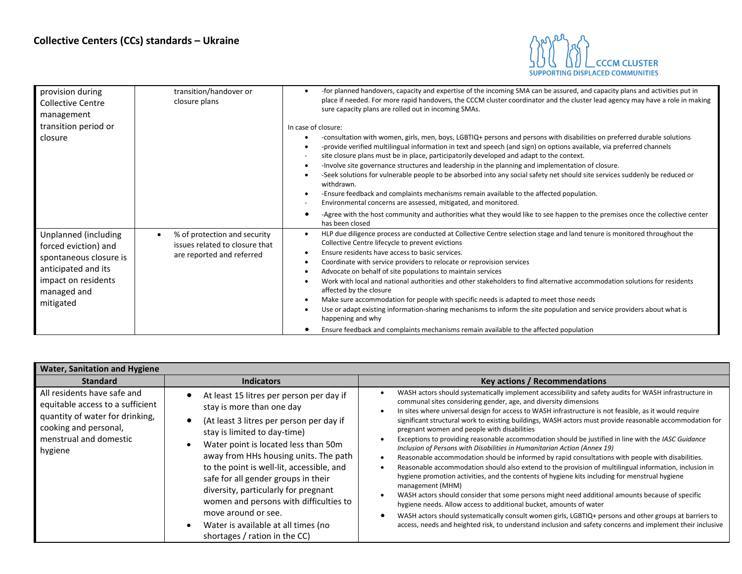| | | |
|---|---|---|
| provision during Collective Centre management transition period or closure | transition/handover or closure plans | • -for planned handovers, capacity and expertise of the incoming SMA can be assured, and capacity plans and activities put in place if needed. For more rapid handovers, the CCCM cluster coordinator and the cluster lead agency may have a role in making sure capacity plans are rolled out in incoming SMAs.<br><br>In case of closure:<br>• -consultation with women, girls, men, boys, LGBTIQ+ persons and persons with disabilities on preferred durable solutions<br>• -provide verified multilingual information in text and speech (and sign) on options available, via preferred channels<br>- site closure plans must be in place, participatorily developed and adapt to the context.<br>• -Involve site governance structures and leadership in the planning and implementation of closure.<br>• -Seek solutions for vulnerable people to be absorbed into any social safety net should site services suddenly be reduced or withdrawn.<br>• -Ensure feedback and complaints mechanisms remain available to the affected population.<br>- Environmental concerns are assessed, mitigated, and monitored.<br>• -Agree with the host community and authorities what they would like to see happen to the premises once the collective center has been closed |
| Unplanned (including forced eviction) and spontaneous closure is anticipated and its impact on residents managed and mitigated | • % of protection and security issues related to closure that are reported and referred | • HLP due diligence process are conducted at Collective Centre selection stage and land tenure is monitored throughout the Collective Centre lifecycle to prevent evictions<br>• Ensure residents have access to basic services.<br>• Coordinate with service providers to relocate or reprovision services<br>• Advocate on behalf of site populations to maintain services<br>• Work with local and national authorities and other stakeholders to find alternative accommodation solutions for residents affected by the closure<br>• Make sure accommodation for people with specific needs is adapted to meet those needs<br>• Use or adapt existing information-sharing mechanisms to inform the site population and service providers about what is happening and why<br>• Ensure feedback and complaints mechanisms remain available to the affected population |

| **Water, Sanitation and Hygiene** | | |
|---|---|---|
| **Standard** | **Indicators** | **Key actions / Recommendations** |
| All residents have safe and equitable access to a sufficient quantity of water for drinking, cooking and personal, menstrual and domestic hygiene | • At least 15 litres per person per day if stay is more than one day<br>• (At least 3 litres per person per day if stay is limited to day-time)<br>• Water point is located less than 50m away from HHs housing units. The path to the point is well-lit, accessible, and safe for all gender groups in their diversity, particularly for pregnant women and persons with difficulties to move around or see.<br>• Water is available at all times (no shortages / ration in the CC) | • WASH actors should systematically implement accessibility and safety audits for WASH infrastructure in communal sites considering gender, age, and diversity dimensions<br>• In sites where universal design for access to WASH infrastructure is not feasible, as it would require significant structural work to existing buildings, WASH actors must provide reasonable accommodation for pregnant women and people with disabilities<br>• Exceptions to providing reasonable accommodation should be justified in line with the *IASC Guidance Inclusion of Persons with Disabilities in Humanitarian Action (Annex 19)*<br>• Reasonable accommodation should be informed by rapid consultations with people with disabilities.<br>• Reasonable accommodation should also extend to the provision of multilingual information, inclusion in hygiene promotion activities, and the contents of hygiene kits including for menstrual hygiene management (MHM)<br>• WASH actors should consider that some persons might need additional amounts because of specific hygiene needs. Allow access to additional bucket, amounts of water<br>• WASH actors should systematically consult women girls, LGBTIQ+ persons and other groups at barriers to access, needs and heighted risk, to understand inclusion and safety concerns and implement their inclusive |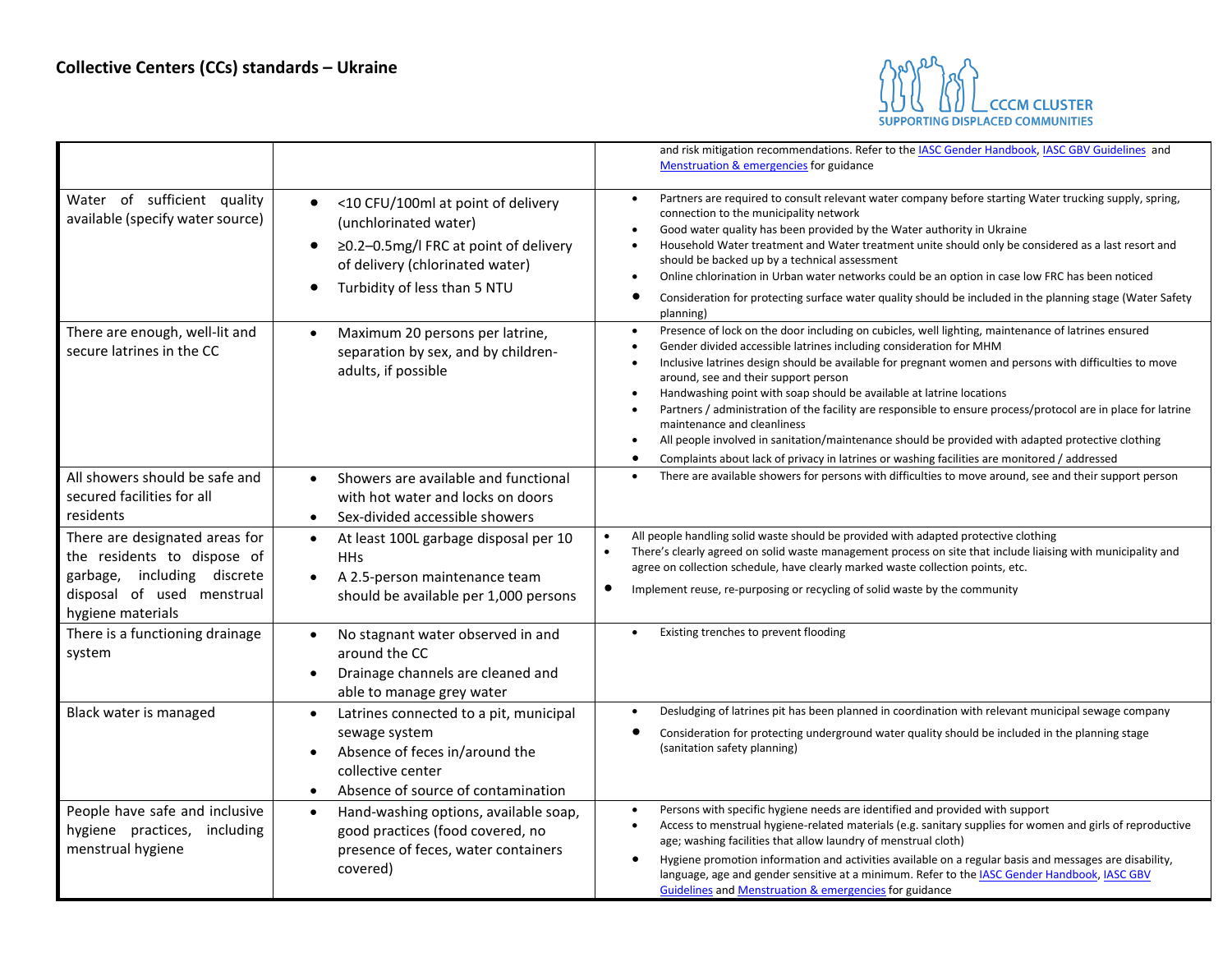## Collective Centers (CCs) standards – Ukraine

| | | |
|---|---|---|
| | | and risk mitigation recommendations. Refer to the IASC Gender Handbook, IASC GBV Guidelines and Menstruation & emergencies for guidance |
| Water of sufficient quality available (specify water source) | • <10 CFU/100ml at point of delivery (unchlorinated water)<br>• ≥0.2–0.5mg/l FRC at point of delivery of delivery (chlorinated water)<br>• Turbidity of less than 5 NTU | • Partners are required to consult relevant water company before starting Water trucking supply, spring, connection to the municipality network<br>• Good water quality has been provided by the Water authority in Ukraine<br>• Household Water treatment and Water treatment unite should only be considered as a last resort and should be backed up by a technical assessment<br>• Online chlorination in Urban water networks could be an option in case low FRC has been noticed<br>• Consideration for protecting surface water quality should be included in the planning stage (Water Safety planning) |
| There are enough, well-lit and secure latrines in the CC | • Maximum 20 persons per latrine, separation by sex, and by children-adults, if possible | • Presence of lock on the door including on cubicles, well lighting, maintenance of latrines ensured<br>• Gender divided accessible latrines including consideration for MHM<br>• Inclusive latrines design should be available for pregnant women and persons with difficulties to move around, see and their support person<br>• Handwashing point with soap should be available at latrine locations<br>• Partners / administration of the facility are responsible to ensure process/protocol are in place for latrine maintenance and cleanliness<br>• All people involved in sanitation/maintenance should be provided with adapted protective clothing<br>• Complaints about lack of privacy in latrines or washing facilities are monitored / addressed |
| All showers should be safe and secured facilities for all residents | • Showers are available and functional with hot water and locks on doors<br>• Sex-divided accessible showers | • There are available showers for persons with difficulties to move around, see and their support person |
| There are designated areas for the residents to dispose of garbage, including discrete disposal of used menstrual hygiene materials | • At least 100L garbage disposal per 10 HHs<br>• A 2.5-person maintenance team should be available per 1,000 persons | • All people handling solid waste should be provided with adapted protective clothing<br>• There's clearly agreed on solid waste management process on site that include liaising with municipality and agree on collection schedule, have clearly marked waste collection points, etc.<br>• Implement reuse, re-purposing or recycling of solid waste by the community |
| There is a functioning drainage system | • No stagnant water observed in and around the CC<br>• Drainage channels are cleaned and able to manage grey water | • Existing trenches to prevent flooding |
| Black water is managed | • Latrines connected to a pit, municipal sewage system<br>• Absence of feces in/around the collective center<br>• Absence of source of contamination | • Desludging of latrines pit has been planned in coordination with relevant municipal sewage company<br>• Consideration for protecting underground water quality should be included in the planning stage (sanitation safety planning) |
| People have safe and inclusive hygiene practices, including menstrual hygiene | • Hand-washing options, available soap, good practices (food covered, no presence of feces, water containers covered) | • Persons with specific hygiene needs are identified and provided with support<br>• Access to menstrual hygiene-related materials (e.g. sanitary supplies for women and girls of reproductive age; washing facilities that allow laundry of menstrual cloth)<br>• Hygiene promotion information and activities available on a regular basis and messages are disability, language, age and gender sensitive at a minimum. Refer to the IASC Gender Handbook, IASC GBV Guidelines and Menstruation & emergencies for guidance |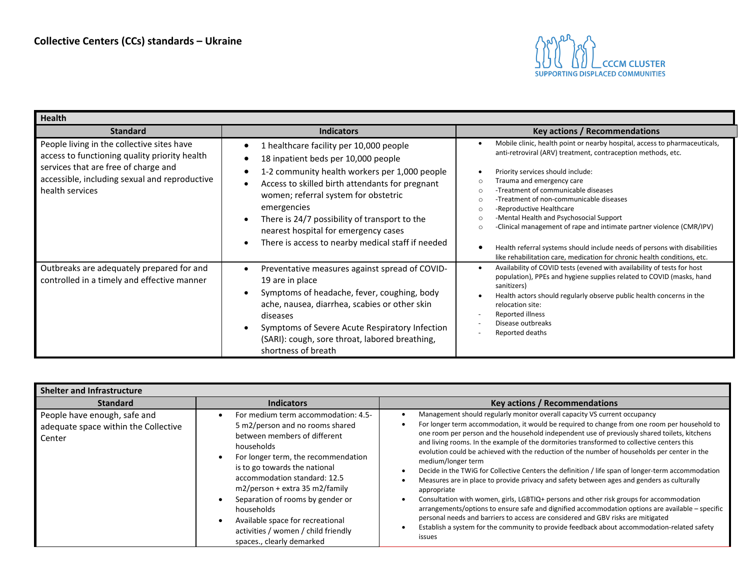**Collective Centers (CCs) standards – Ukraine**

CCCM CLUSTER
SUPPORTING DISPLACED COMMUNITIES

| Health | | |
|---|---|---|
| **Standard** | **Indicators** | **Key actions / Recommendations** |
| People living in the collective sites have access to functioning quality priority health services that are free of charge and accessible, including sexual and reproductive health services | • 1 healthcare facility per 10,000 people<br>• 18 inpatient beds per 10,000 people<br>• 1-2 community health workers per 1,000 people<br>• Access to skilled birth attendants for pregnant women; referral system for obstetric emergencies<br>• There is 24/7 possibility of transport to the nearest hospital for emergency cases<br>• There is access to nearby medical staff if needed | • Mobile clinic, health point or nearby hospital, access to pharmaceuticals, anti-retroviral (ARV) treatment, contraception methods, etc.<br><br>• Priority services should include:<br>○ Trauma and emergency care<br>○ -Treatment of communicable diseases<br>○ -Treatment of non-communicable diseases<br>○ -Reproductive Healthcare<br>○ -Mental Health and Psychosocial Support<br>○ -Clinical management of rape and intimate partner violence (CMR/IPV)<br><br>• Health referral systems should include needs of persons with disabilities like rehabilitation care, medication for chronic health conditions, etc. |
| Outbreaks are adequately prepared for and controlled in a timely and effective manner | • Preventative measures against spread of COVID-19 are in place<br>• Symptoms of headache, fever, coughing, body ache, nausea, diarrhea, scabies or other skin diseases<br>• Symptoms of Severe Acute Respiratory Infection (SARI): cough, sore throat, labored breathing, shortness of breath | • Availability of COVID tests (evened with availability of tests for host population), PPEs and hygiene supplies related to COVID (masks, hand sanitizers)<br>• Health actors should regularly observe public health concerns in the relocation site:<br>- Reported illness<br>- Disease outbreaks<br>- Reported deaths |

| Shelter and Infrastructure | | |
|---|---|---|
| **Standard** | **Indicators** | **Key actions / Recommendations** |
| People have enough, safe and adequate space within the Collective Center | • For medium term accommodation: 4.5-5 m2/person and no rooms shared between members of different households<br>• For longer term, the recommendation is to go towards the national accommodation standard: 12.5 m2/person + extra 35 m2/family<br>• Separation of rooms by gender or households<br>• Available space for recreational activities / women / child friendly spaces., clearly demarked | • Management should regularly monitor overall capacity VS current occupancy<br>• For longer term accommodation, it would be required to change from one room per household to one room per person and the household independent use of previously shared toilets, kitchens and living rooms. In the example of the dormitories transformed to collective centers this evolution could be achieved with the reduction of the number of households per center in the medium/longer term<br>• Decide in the TWiG for Collective Centers the definition / life span of longer-term accommodation<br>• Measures are in place to provide privacy and safety between ages and genders as culturally appropriate<br>• Consultation with women, girls, LGBTIQ+ persons and other risk groups for accommodation arrangements/options to ensure safe and dignified accommodation options are available – specific personal needs and barriers to access are considered and GBV risks are mitigated<br>• Establish a system for the community to provide feedback about accommodation-related safety issues |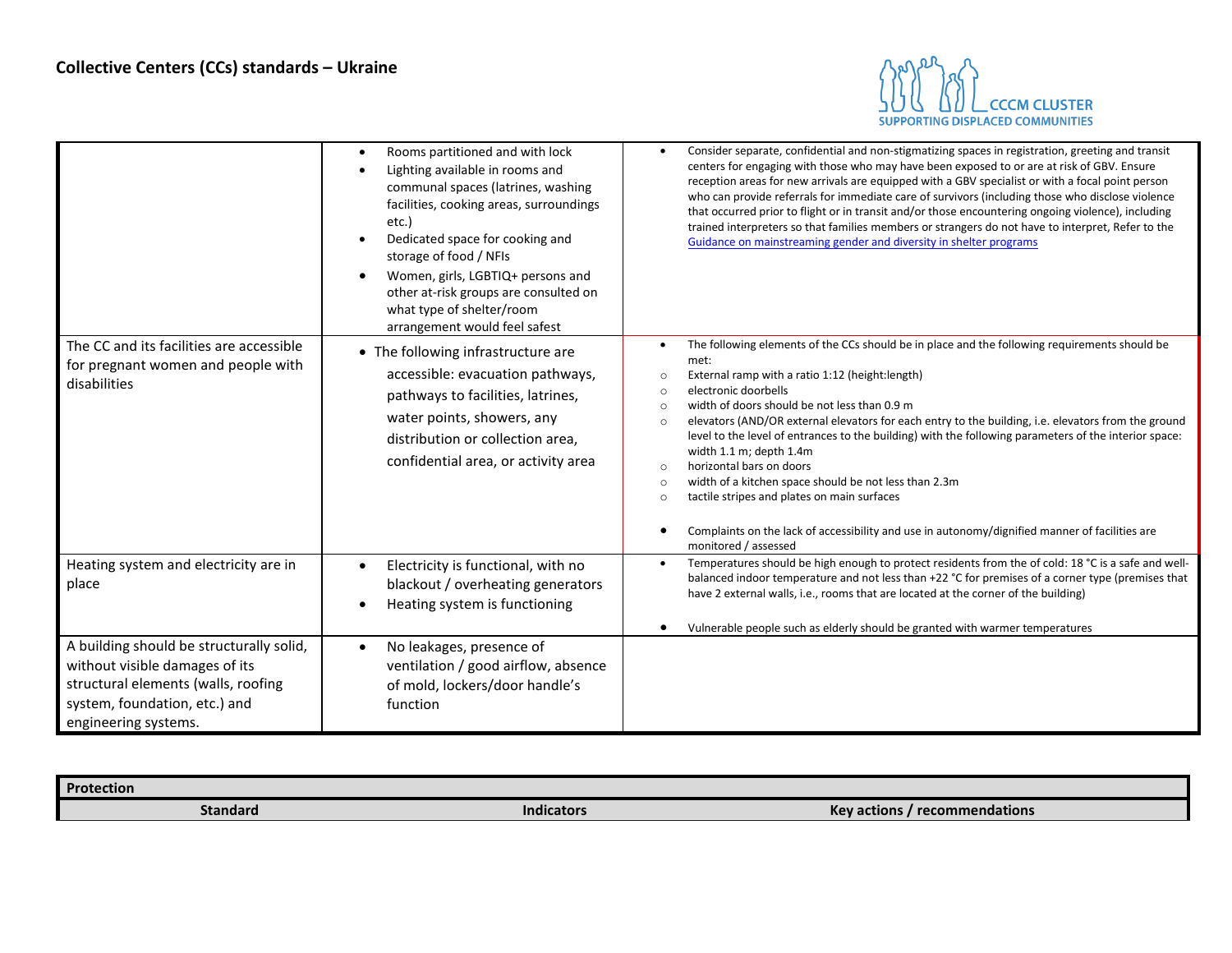## Collective Centers (CCs) standards – Ukraine

| | | |
|---|---|---|
| | • Rooms partitioned and with lock<br>• Lighting available in rooms and communal spaces (latrines, washing facilities, cooking areas, surroundings etc.)<br>• Dedicated space for cooking and storage of food / NFIs<br>• Women, girls, LGBTIQ+ persons and other at-risk groups are consulted on what type of shelter/room arrangement would feel safest | • Consider separate, confidential and non-stigmatizing spaces in registration, greeting and transit centers for engaging with those who may have been exposed to or are at risk of GBV. Ensure reception areas for new arrivals are equipped with a GBV specialist or with a focal point person who can provide referrals for immediate care of survivors (including those who disclose violence that occurred prior to flight or in transit and/or those encountering ongoing violence), including trained interpreters so that families members or strangers do not have to interpret, Refer to the [Guidance on mainstreaming gender and diversity in shelter programs] |
| The CC and its facilities are accessible for pregnant women and people with disabilities | • The following infrastructure are accessible: evacuation pathways, pathways to facilities, latrines, water points, showers, any distribution or collection area, confidential area, or activity area | • The following elements of the CCs should be in place and the following requirements should be met:<br>◦ External ramp with a ratio 1:12 (height:length)<br>◦ electronic doorbells<br>◦ width of doors should be not less than 0.9 m<br>◦ elevators (AND/OR external elevators for each entry to the building, i.e. elevators from the ground level to the level of entrances to the building) with the following parameters of the interior space: width 1.1 m; depth 1.4m<br>◦ horizontal bars on doors<br>◦ width of a kitchen space should be not less than 2.3m<br>◦ tactile stripes and plates on main surfaces<br><br>• Complaints on the lack of accessibility and use in autonomy/dignified manner of facilities are monitored / assessed |
| Heating system and electricity are in place | • Electricity is functional, with no blackout / overheating generators<br>• Heating system is functioning | • Temperatures should be high enough to protect residents from the of cold: 18 °C is a safe and well-balanced indoor temperature and not less than +22 °C for premises of a corner type (premises that have 2 external walls, i.e., rooms that are located at the corner of the building)<br><br>• Vulnerable people such as elderly should be granted with warmer temperatures |
| A building should be structurally solid, without visible damages of its structural elements (walls, roofing system, foundation, etc.) and engineering systems. | • No leakages, presence of ventilation / good airflow, absence of mold, lockers/door handle's function | |

| Protection | | |
|---|---|---|
| **Standard** | **Indicators** | **Key actions / recommendations** |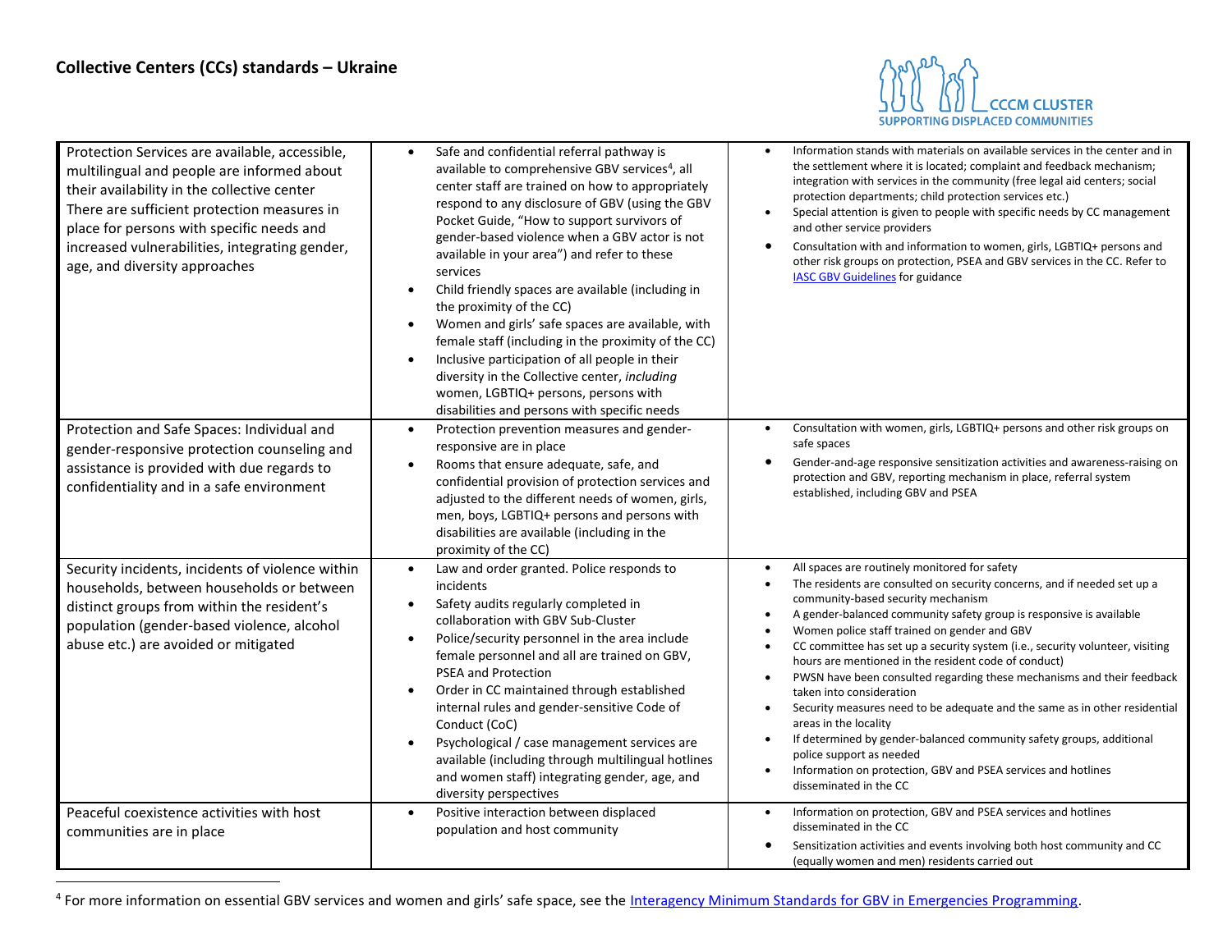## Collective Centers (CCs) standards – Ukraine

| | | |
|---|---|---|
| Protection Services are available, accessible, multilingual and people are informed about their availability in the collective center<br>There are sufficient protection measures in place for persons with specific needs and increased vulnerabilities, integrating gender, age, and diversity approaches | • Safe and confidential referral pathway is available to comprehensive GBV services[4], all center staff are trained on how to appropriately respond to any disclosure of GBV (using the GBV Pocket Guide, "How to support survivors of gender-based violence when a GBV actor is not available in your area") and refer to these services<br>• Child friendly spaces are available (including in the proximity of the CC)<br>• Women and girls' safe spaces are available, with female staff (including in the proximity of the CC)<br>• Inclusive participation of all people in their diversity in the Collective center, *including* women, LGBTIQ+ persons, persons with disabilities and persons with specific needs | • Information stands with materials on available services in the center and in the settlement where it is located; complaint and feedback mechanism; integration with services in the community (free legal aid centers; social protection departments; child protection services etc.)<br>• Special attention is given to people with specific needs by CC management and other service providers<br>• Consultation with and information to women, girls, LGBTIQ+ persons and other risk groups on protection, PSEA and GBV services in the CC. Refer to IASC GBV Guidelines for guidance |
| Protection and Safe Spaces: Individual and gender-responsive protection counseling and assistance is provided with due regards to confidentiality and in a safe environment | • Protection prevention measures and gender-responsive are in place<br>• Rooms that ensure adequate, safe, and confidential provision of protection services and adjusted to the different needs of women, girls, men, boys, LGBTIQ+ persons and persons with disabilities are available (including in the proximity of the CC) | • Consultation with women, girls, LGBTIQ+ persons and other risk groups on safe spaces<br>• Gender-and-age responsive sensitization activities and awareness-raising on protection and GBV, reporting mechanism in place, referral system established, including GBV and PSEA |
| Security incidents, incidents of violence within households, between households or between distinct groups from within the resident's population (gender-based violence, alcohol abuse etc.) are avoided or mitigated | • Law and order granted. Police responds to incidents<br>• Safety audits regularly completed in collaboration with GBV Sub-Cluster<br>• Police/security personnel in the area include female personnel and all are trained on GBV, PSEA and Protection<br>• Order in CC maintained through established internal rules and gender-sensitive Code of Conduct (CoC)<br>• Psychological / case management services are available (including through multilingual hotlines and women staff) integrating gender, age, and diversity perspectives | • All spaces are routinely monitored for safety<br>• The residents are consulted on security concerns, and if needed set up a community-based security mechanism<br>• A gender-balanced community safety group is responsive is available<br>• Women police staff trained on gender and GBV<br>• CC committee has set up a security system (i.e., security volunteer, visiting hours are mentioned in the resident code of conduct)<br>• PWSN have been consulted regarding these mechanisms and their feedback taken into consideration<br>• Security measures need to be adequate and the same as in other residential areas in the locality<br>• If determined by gender-balanced community safety groups, additional police support as needed<br>• Information on protection, GBV and PSEA services and hotlines disseminated in the CC |
| Peaceful coexistence activities with host communities are in place | • Positive interaction between displaced population and host community | • Information on protection, GBV and PSEA services and hotlines disseminated in the CC<br>• Sensitization activities and events involving both host community and CC (equally women and men) residents carried out |

[4] For more information on essential GBV services and women and girls' safe space, see the Interagency Minimum Standards for GBV in Emergencies Programming.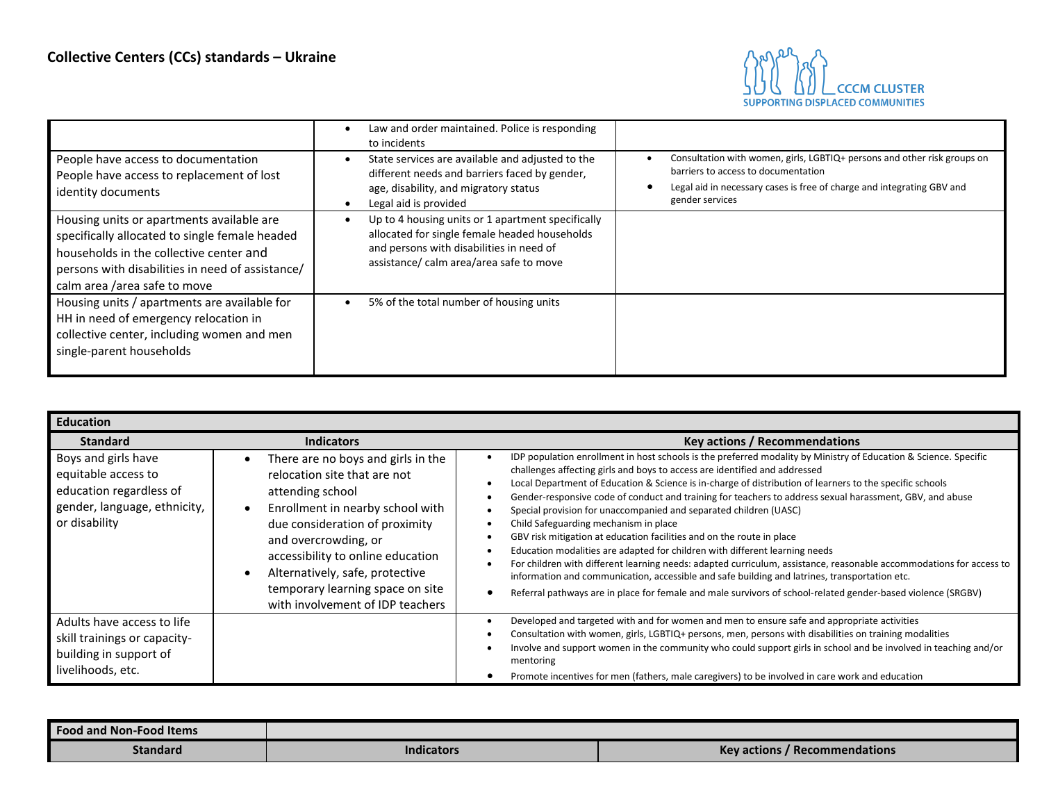## Collective Centers (CCs) standards – Ukraine

| | | |
|---|---|---|
| | • Law and order maintained. Police is responding to incidents | |
| People have access to documentation<br>People have access to replacement of lost identity documents | • State services are available and adjusted to the different needs and barriers faced by gender, age, disability, and migratory status<br>• Legal aid is provided | • Consultation with women, girls, LGBTIQ+ persons and other risk groups on barriers to access to documentation<br>• Legal aid in necessary cases is free of charge and integrating GBV and gender services |
| Housing units or apartments available are specifically allocated to single female headed households in the collective center and persons with disabilities in need of assistance/ calm area /area safe to move | • Up to 4 housing units or 1 apartment specifically allocated for single female headed households and persons with disabilities in need of assistance/ calm area/area safe to move | |
| Housing units / apartments are available for HH in need of emergency relocation in collective center, including women and men single-parent households | • 5% of the total number of housing units | |

| **Education** | | |
|---|---|---|
| **Standard** | **Indicators** | **Key actions / Recommendations** |
| Boys and girls have equitable access to education regardless of gender, language, ethnicity, or disability | • There are no boys and girls in the relocation site that are not attending school<br>• Enrollment in nearby school with due consideration of proximity and overcrowding, or accessibility to online education<br>• Alternatively, safe, protective temporary learning space on site with involvement of IDP teachers | • IDP population enrollment in host schools is the preferred modality by Ministry of Education & Science. Specific challenges affecting girls and boys to access are identified and addressed<br>• Local Department of Education & Science is in-charge of distribution of learners to the specific schools<br>• Gender-responsive code of conduct and training for teachers to address sexual harassment, GBV, and abuse<br>• Special provision for unaccompanied and separated children (UASC)<br>• Child Safeguarding mechanism in place<br>• GBV risk mitigation at education facilities and on the route in place<br>• Education modalities are adapted for children with different learning needs<br>• For children with different learning needs: adapted curriculum, assistance, reasonable accommodations for access to information and communication, accessible and safe building and latrines, transportation etc.<br>• Referral pathways are in place for female and male survivors of school-related gender-based violence (SRGBV) |
| Adults have access to life skill trainings or capacity-building in support of livelihoods, etc. | | • Developed and targeted with and for women and men to ensure safe and appropriate activities<br>• Consultation with women, girls, LGBTIQ+ persons, men, persons with disabilities on training modalities<br>• Involve and support women in the community who could support girls in school and be involved in teaching and/or mentoring<br>• Promote incentives for men (fathers, male caregivers) to be involved in care work and education |

| **Food and Non-Food Items** | | |
|---|---|---|
| **Standard** | **Indicators** | **Key actions / Recommendations** |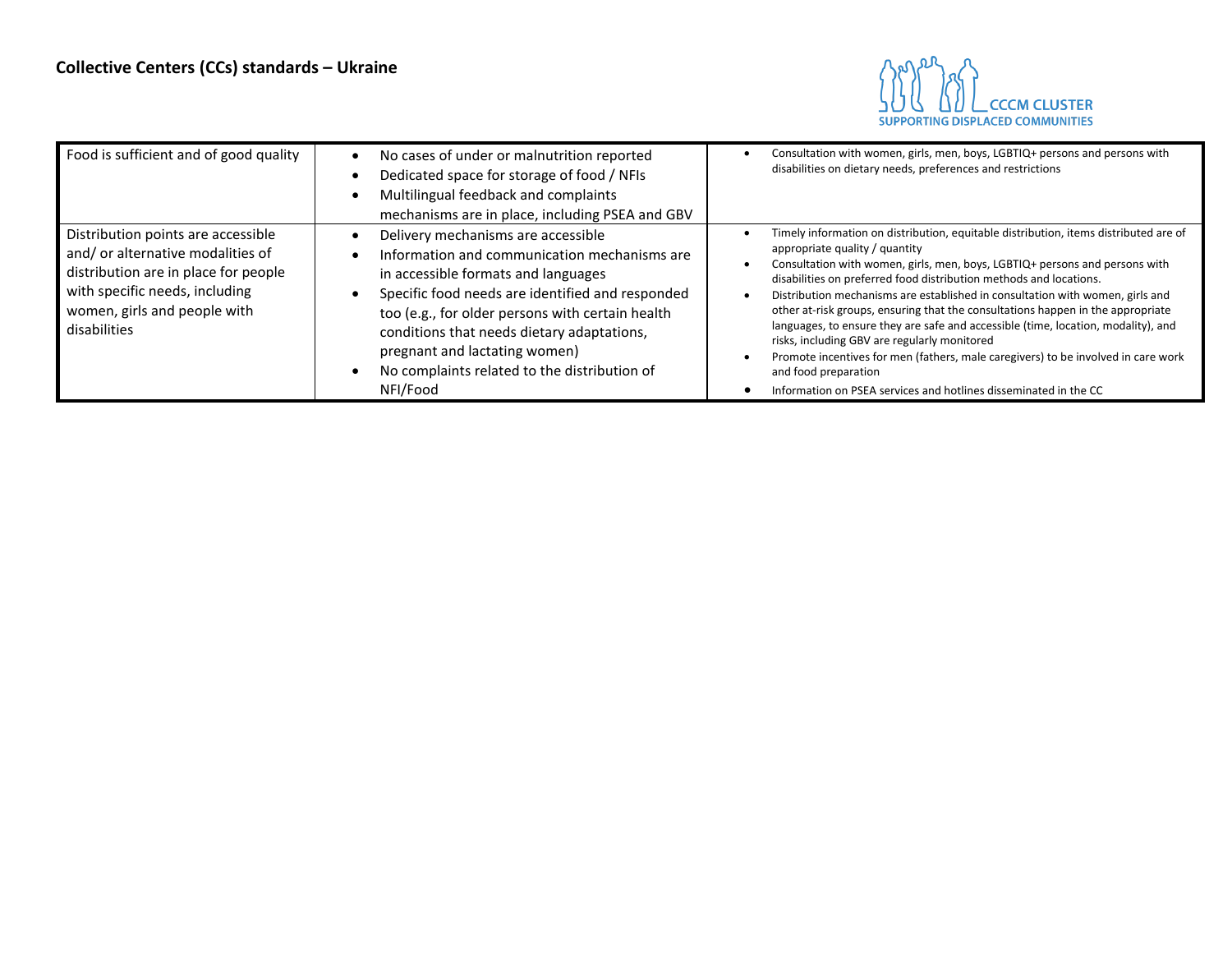**Collective Centers (CCs) standards – Ukraine**

| | | |
|---|---|---|
| Food is sufficient and of good quality | • No cases of under or malnutrition reported<br>• Dedicated space for storage of food / NFIs<br>• Multilingual feedback and complaints mechanisms are in place, including PSEA and GBV | • Consultation with women, girls, men, boys, LGBTIQ+ persons and persons with disabilities on dietary needs, preferences and restrictions |
| Distribution points are accessible and/ or alternative modalities of distribution are in place for people with specific needs, including women, girls and people with disabilities | • Delivery mechanisms are accessible<br>• Information and communication mechanisms are in accessible formats and languages<br>• Specific food needs are identified and responded too (e.g., for older persons with certain health conditions that needs dietary adaptations, pregnant and lactating women)<br>• No complaints related to the distribution of NFI/Food | • Timely information on distribution, equitable distribution, items distributed are of appropriate quality / quantity<br>• Consultation with women, girls, men, boys, LGBTIQ+ persons and persons with disabilities on preferred food distribution methods and locations.<br>• Distribution mechanisms are established in consultation with women, girls and other at-risk groups, ensuring that the consultations happen in the appropriate languages, to ensure they are safe and accessible (time, location, modality), and risks, including GBV are regularly monitored<br>• Promote incentives for men (fathers, male caregivers) to be involved in care work and food preparation<br>• Information on PSEA services and hotlines disseminated in the CC |